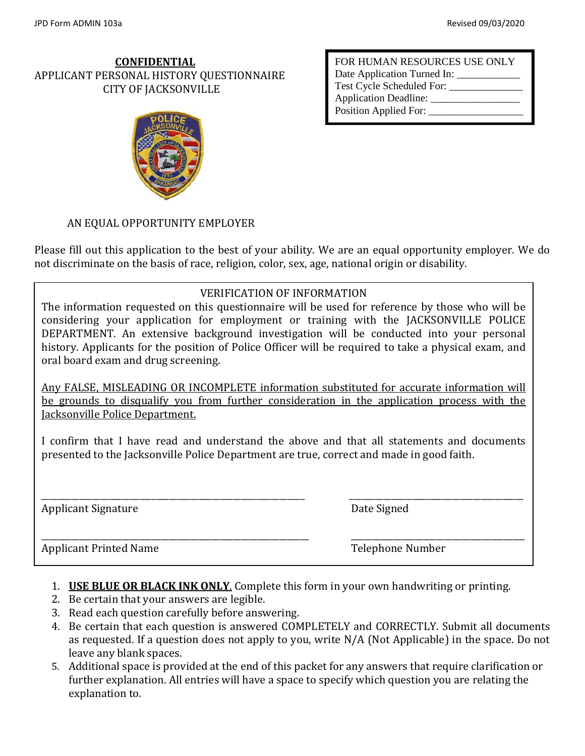JPD Form ADMIN 103a

Revised 09/03/2020

**CONFIDENTIAL**
APPLICANT PERSONAL HISTORY QUESTIONNAIRE
CITY OF JACKSONVILLE

FOR HUMAN RESOURCES USE ONLY
Date Application Turned In: ____________
Test Cycle Scheduled For: ______________
Application Deadline: _________________
Position Applied For: __________________

AN EQUAL OPPORTUNITY EMPLOYER

Please fill out this application to the best of your ability. We are an equal opportunity employer. We do not discriminate on the basis of race, religion, color, sex, age, national origin or disability.

VERIFICATION OF INFORMATION

The information requested on this questionnaire will be used for reference by those who will be considering your application for employment or training with the JACKSONVILLE POLICE DEPARTMENT. An extensive background investigation will be conducted into your personal history. Applicants for the position of Police Officer will be required to take a physical exam, and oral board exam and drug screening.

Any FALSE, MISLEADING OR INCOMPLETE information substituted for accurate information will be grounds to disqualify you from further consideration in the application process with the Jacksonville Police Department.

I confirm that I have read and understand the above and that all statements and documents presented to the Jacksonville Police Department are true, correct and made in good faith.

______________________________ ______________________________
Applicant Signature Date Signed

______________________________ ______________________________
Applicant Printed Name Telephone Number

1. **USE BLUE OR BLACK INK ONLY**. Complete this form in your own handwriting or printing.
2. Be certain that your answers are legible.
3. Read each question carefully before answering.
4. Be certain that each question is answered COMPLETELY and CORRECTLY. Submit all documents as requested. If a question does not apply to you, write N/A (Not Applicable) in the space. Do not leave any blank spaces.
5. Additional space is provided at the end of this packet for any answers that require clarification or further explanation. All entries will have a space to specify which question you are relating the explanation to.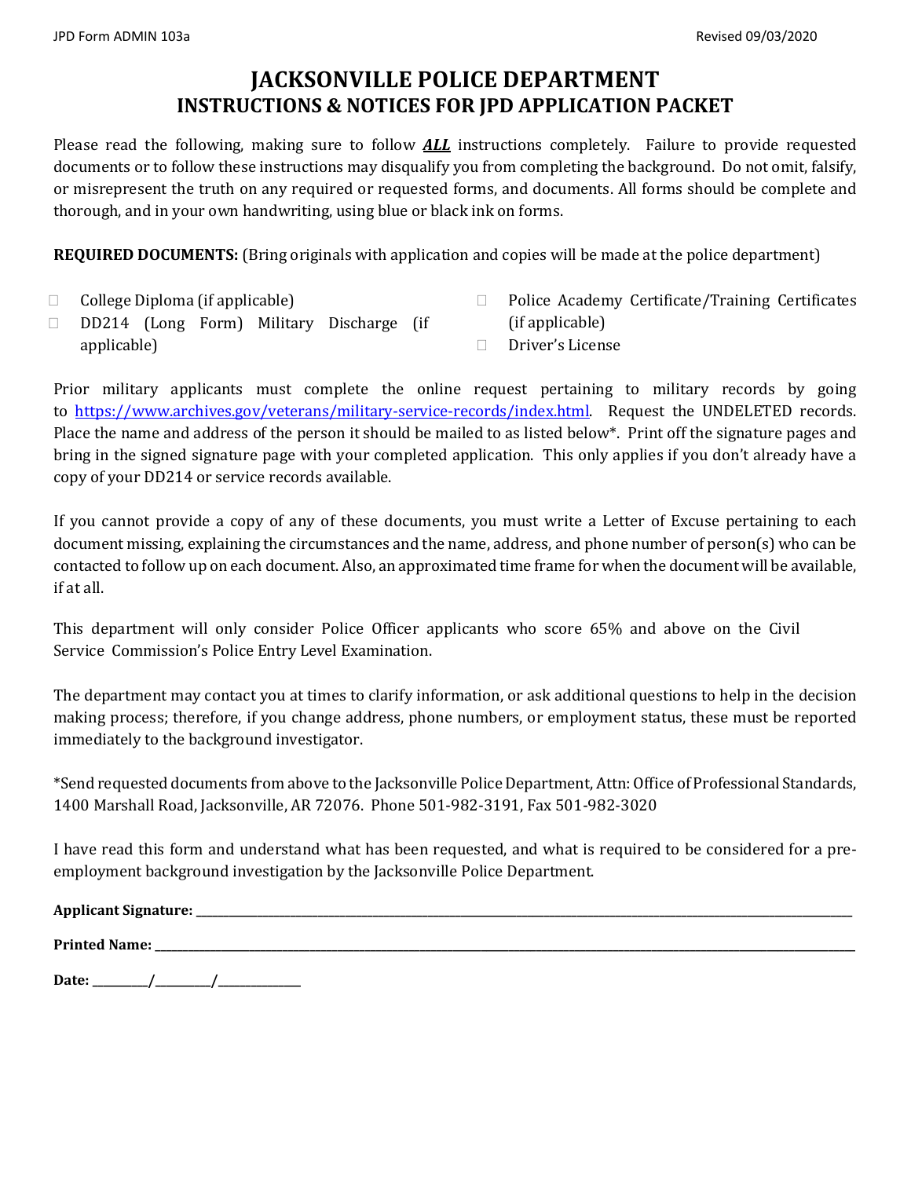JPD Form ADMIN 103a Revised 09/03/2020

# JACKSONVILLE POLICE DEPARTMENT
## INSTRUCTIONS & NOTICES FOR JPD APPLICATION PACKET

Please read the following, making sure to follow ***ALL*** instructions completely. Failure to provide requested documents or to follow these instructions may disqualify you from completing the background. Do not omit, falsify, or misrepresent the truth on any required or requested forms, and documents. All forms should be complete and thorough, and in your own handwriting, using blue or black ink on forms.

**REQUIRED DOCUMENTS:** (Bring originals with application and copies will be made at the police department)

- ☐ College Diploma (if applicable)
- ☐ DD214 (Long Form) Military Discharge (if applicable)
- ☐ Police Academy Certificate/Training Certificates (if applicable)
- ☐ Driver's License

Prior military applicants must complete the online request pertaining to military records by going to https://www.archives.gov/veterans/military-service-records/index.html. Request the UNDELETED records. Place the name and address of the person it should be mailed to as listed below*. Print off the signature pages and bring in the signed signature page with your completed application. This only applies if you don't already have a copy of your DD214 or service records available.

If you cannot provide a copy of any of these documents, you must write a Letter of Excuse pertaining to each document missing, explaining the circumstances and the name, address, and phone number of person(s) who can be contacted to follow up on each document. Also, an approximated time frame for when the document will be available, if at all.

This department will only consider Police Officer applicants who score 65% and above on the Civil Service Commission's Police Entry Level Examination.

The department may contact you at times to clarify information, or ask additional questions to help in the decision making process; therefore, if you change address, phone numbers, or employment status, these must be reported immediately to the background investigator.

*Send requested documents from above to the Jacksonville Police Department, Attn: Office of Professional Standards, 1400 Marshall Road, Jacksonville, AR 72076. Phone 501-982-3191, Fax 501-982-3020

I have read this form and understand what has been requested, and what is required to be considered for a pre-employment background investigation by the Jacksonville Police Department.

**Applicant Signature:** ______________________________

**Printed Name:** ______________________________

**Date:** ______/______/________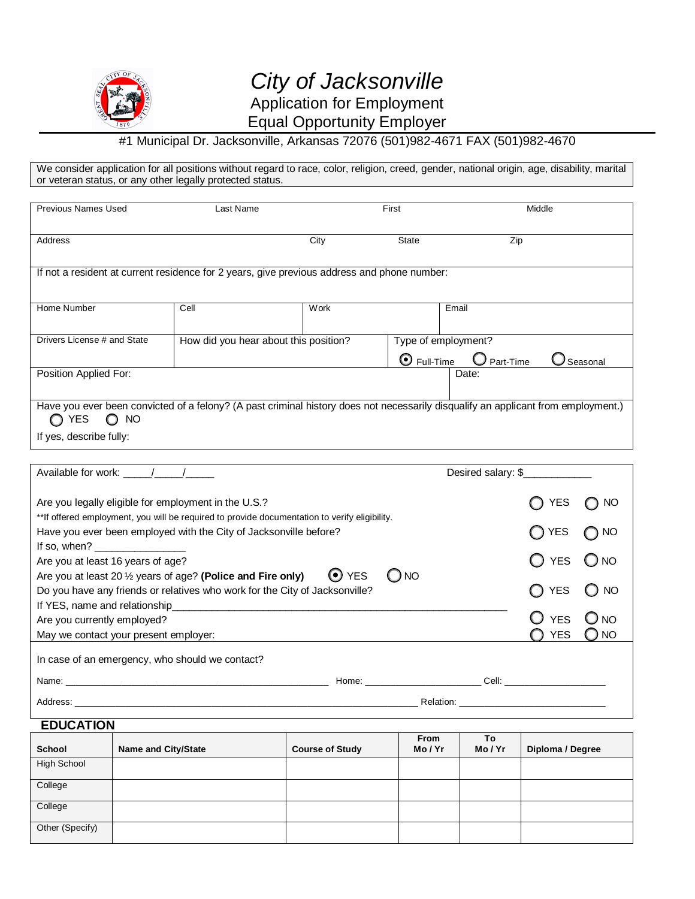# *City of Jacksonville*

## Application for Employment

## Equal Opportunity Employer

#1 Municipal Dr. Jacksonville, Arkansas 72076 (501)982-4671 FAX (501)982-4670

We consider application for all positions without regard to race, color, religion, creed, gender, national origin, age, disability, marital or veteran status, or any other legally protected status.

| Previous Names Used | Last Name | First | Middle |
|---|---|---|---|
| | | | |

| Address | City | State | Zip |
|---|---|---|---|
| | | | |

If not a resident at current residence for 2 years, give previous address and phone number:

| Home Number | Cell | Work | Email |
|---|---|---|---|
| | | | |

| Drivers License # and State | How did you hear about this position? | Type of employment? |
|---|---|---|
| | | ◉ Full-Time ○ Part-Time ○ Seasonal |

| Position Applied For: | Date: |
|---|---|
| | |

Have you ever been convicted of a felony? (A past criminal history does not necessarily disqualify an applicant from employment.)
○ YES ○ NO

If yes, describe fully:

Available for work: _____/_____/_____ Desired salary: $____________

Are you legally eligible for employment in the U.S.? ○ YES ○ NO

**If offered employment, you will be required to provide documentation to verify eligibility.

Have you ever been employed with the City of Jacksonville before? ○ YES ○ NO

If so, when? ________________

Are you at least 16 years of age? ○ YES ○ NO

Are you at least 20 ½ years of age? **(Police and Fire only)** ◉ YES ○ NO

Do you have any friends or relatives who work for the City of Jacksonville? ○ YES ○ NO

If YES, name and relationship______________________________________________________________

Are you currently employed? ○ YES ○ NO

May we contact your present employer: ○ YES ○ NO

In case of an emergency, who should we contact?

Name: ____________________________________________ Home: ______________________ Cell: ____________________

Address: __________________________________________________________________ Relation: ____________________________

## EDUCATION

| School | Name and City/State | Course of Study | From Mo / Yr | To Mo / Yr | Diploma / Degree |
|---|---|---|---|---|---|
| High School | | | | | |
| College | | | | | |
| College | | | | | |
| Other (Specify) | | | | | |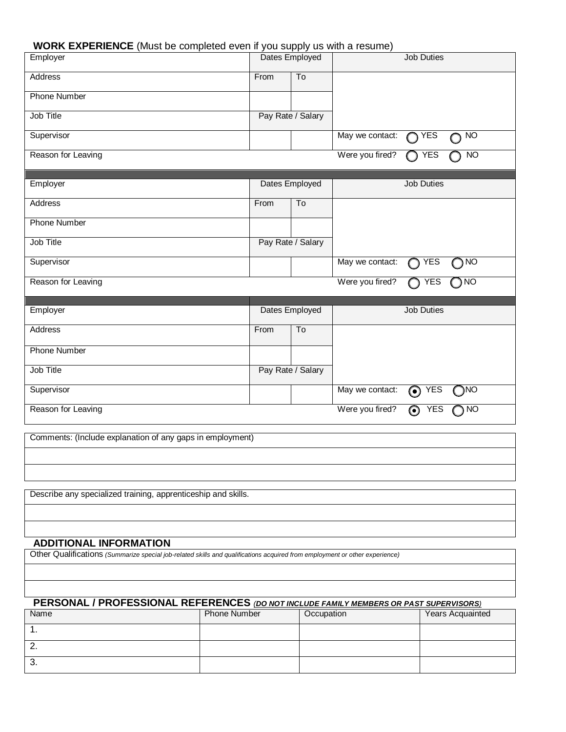## WORK EXPERIENCE (Must be completed even if you supply us with a resume)

| Employer | Dates Employed | | Job Duties |
|---|---|---|---|
| Address | From | To | |
| Phone Number | | | |
| Job Title | Pay Rate / Salary | | |
| Supervisor | | | May we contact: ◯ YES ◯ NO |
| Reason for Leaving | | | Were you fired? ◯ YES ◯ NO |

| Employer | Dates Employed | | Job Duties |
|---|---|---|---|
| Address | From | To | |
| Phone Number | | | |
| Job Title | Pay Rate / Salary | | |
| Supervisor | | | May we contact: ◯ YES ◯ NO |
| Reason for Leaving | | | Were you fired? ◯ YES ◯ NO |

| Employer | Dates Employed | | Job Duties |
|---|---|---|---|
| Address | From | To | |
| Phone Number | | | |
| Job Title | Pay Rate / Salary | | |
| Supervisor | | | May we contact: ◉ YES ◯ NO |
| Reason for Leaving | | | Were you fired? ◉ YES ◯ NO |

| Comments: (Include explanation of any gaps in employment) |
|---|
| |
| |

| Describe any specialized training, apprenticeship and skills. |
|---|
| |
| |

## ADDITIONAL INFORMATION

| Other Qualifications *(Summarize special job-related skills and qualifications acquired from employment or other experience)* |
|---|
| |
| |

## PERSONAL / PROFESSIONAL REFERENCES *(DO NOT INCLUDE FAMILY MEMBERS OR PAST SUPERVISORS)*

| Name | Phone Number | Occupation | Years Acquainted |
|---|---|---|---|
| 1. | | | |
| 2. | | | |
| 3. | | | |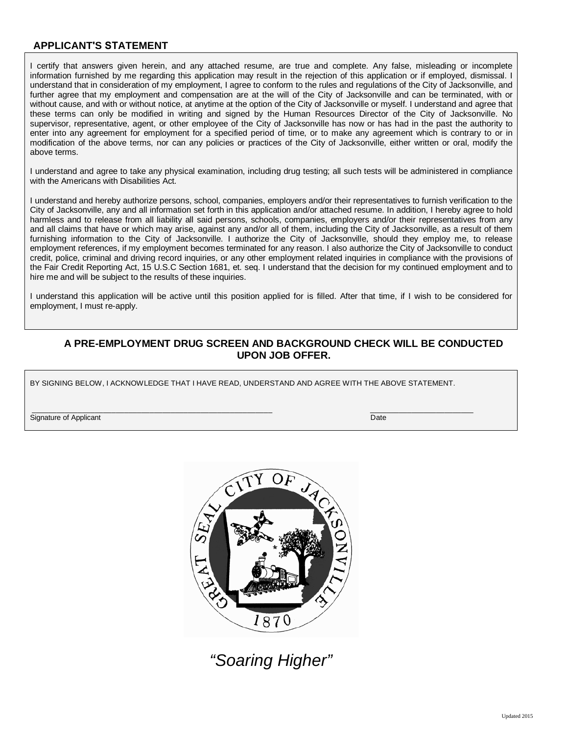## APPLICANT'S STATEMENT

I certify that answers given herein, and any attached resume, are true and complete. Any false, misleading or incomplete information furnished by me regarding this application may result in the rejection of this application or if employed, dismissal. I understand that in consideration of my employment, I agree to conform to the rules and regulations of the City of Jacksonville, and further agree that my employment and compensation are at the will of the City of Jacksonville and can be terminated, with or without cause, and with or without notice, at anytime at the option of the City of Jacksonville or myself. I understand and agree that these terms can only be modified in writing and signed by the Human Resources Director of the City of Jacksonville. No supervisor, representative, agent, or other employee of the City of Jacksonville has now or has had in the past the authority to enter into any agreement for employment for a specified period of time, or to make any agreement which is contrary to or in modification of the above terms, nor can any policies or practices of the City of Jacksonville, either written or oral, modify the above terms.

I understand and agree to take any physical examination, including drug testing; all such tests will be administered in compliance with the Americans with Disabilities Act.

I understand and hereby authorize persons, school, companies, employers and/or their representatives to furnish verification to the City of Jacksonville, any and all information set forth in this application and/or attached resume. In addition, I hereby agree to hold harmless and to release from all liability all said persons, schools, companies, employers and/or their representatives from any and all claims that have or which may arise, against any and/or all of them, including the City of Jacksonville, as a result of them furnishing information to the City of Jacksonville. I authorize the City of Jacksonville, should they employ me, to release employment references, if my employment becomes terminated for any reason. I also authorize the City of Jacksonville to conduct credit, police, criminal and driving record inquiries, or any other employment related inquiries in compliance with the provisions of the Fair Credit Reporting Act, 15 U.S.C Section 1681, et. seq. I understand that the decision for my continued employment and to hire me and will be subject to the results of these inquiries.

I understand this application will be active until this position applied for is filled. After that time, if I wish to be considered for employment, I must re-apply.

**A PRE-EMPLOYMENT DRUG SCREEN AND BACKGROUND CHECK WILL BE CONDUCTED UPON JOB OFFER.**

BY SIGNING BELOW, I ACKNOWLEDGE THAT I HAVE READ, UNDERSTAND AND AGREE WITH THE ABOVE STATEMENT.

\_\_\_\_\_\_\_\_\_\_\_\_\_\_\_\_\_\_\_\_\_\_\_\_\_\_\_\_\_\_\_\_\_\_\_\_\_\_\_\_\_\_\_\_ \_\_\_\_\_\_\_\_\_\_\_\_\_\_\_\_\_\_\_\_\_\_
Signature of Applicant Date

GREAT SEAL CITY OF JACKSONVILLE 1870

*"Soaring Higher"*

Updated 2015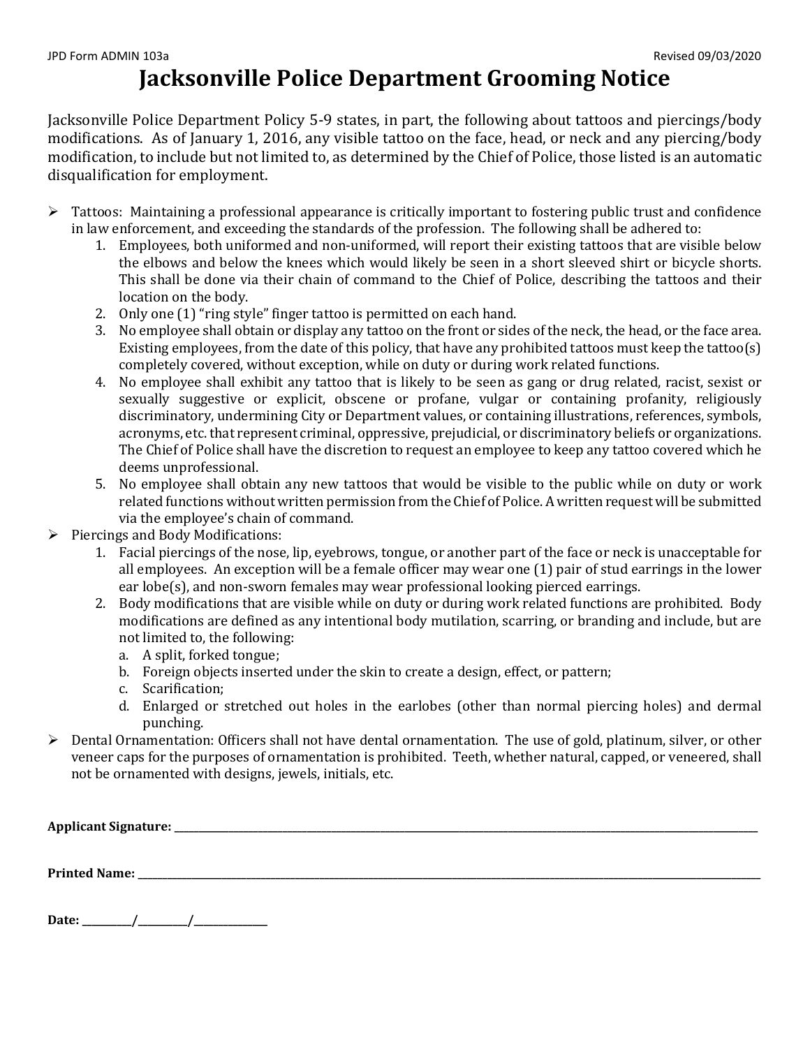JPD Form ADMIN 103a Revised 09/03/2020

# Jacksonville Police Department Grooming Notice

Jacksonville Police Department Policy 5-9 states, in part, the following about tattoos and piercings/body modifications. As of January 1, 2016, any visible tattoo on the face, head, or neck and any piercing/body modification, to include but not limited to, as determined by the Chief of Police, those listed is an automatic disqualification for employment.

- Tattoos: Maintaining a professional appearance is critically important to fostering public trust and confidence in law enforcement, and exceeding the standards of the profession. The following shall be adhered to:
  1. Employees, both uniformed and non-uniformed, will report their existing tattoos that are visible below the elbows and below the knees which would likely be seen in a short sleeved shirt or bicycle shorts. This shall be done via their chain of command to the Chief of Police, describing the tattoos and their location on the body.
  2. Only one (1) "ring style" finger tattoo is permitted on each hand.
  3. No employee shall obtain or display any tattoo on the front or sides of the neck, the head, or the face area. Existing employees, from the date of this policy, that have any prohibited tattoos must keep the tattoo(s) completely covered, without exception, while on duty or during work related functions.
  4. No employee shall exhibit any tattoo that is likely to be seen as gang or drug related, racist, sexist or sexually suggestive or explicit, obscene or profane, vulgar or containing profanity, religiously discriminatory, undermining City or Department values, or containing illustrations, references, symbols, acronyms, etc. that represent criminal, oppressive, prejudicial, or discriminatory beliefs or organizations. The Chief of Police shall have the discretion to request an employee to keep any tattoo covered which he deems unprofessional.
  5. No employee shall obtain any new tattoos that would be visible to the public while on duty or work related functions without written permission from the Chief of Police. A written request will be submitted via the employee's chain of command.
- Piercings and Body Modifications:
  1. Facial piercings of the nose, lip, eyebrows, tongue, or another part of the face or neck is unacceptable for all employees. An exception will be a female officer may wear one (1) pair of stud earrings in the lower ear lobe(s), and non-sworn females may wear professional looking pierced earrings.
  2. Body modifications that are visible while on duty or during work related functions are prohibited. Body modifications are defined as any intentional body mutilation, scarring, or branding and include, but are not limited to, the following:
     a. A split, forked tongue;
     b. Foreign objects inserted under the skin to create a design, effect, or pattern;
     c. Scarification;
     d. Enlarged or stretched out holes in the earlobes (other than normal piercing holes) and dermal punching.
- Dental Ornamentation: Officers shall not have dental ornamentation. The use of gold, platinum, silver, or other veneer caps for the purposes of ornamentation is prohibited. Teeth, whether natural, capped, or veneered, shall not be ornamented with designs, jewels, initials, etc.

**Applicant Signature:** ______________________________

**Printed Name:** ______________________________

**Date:** ______/______/________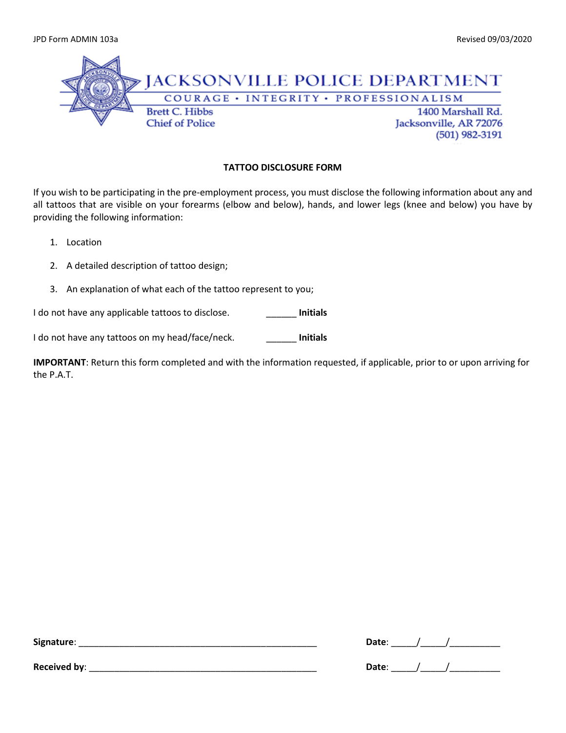JPD Form ADMIN 103a

Revised 09/03/2020

# JACKSONVILLE POLICE DEPARTMENT

COURAGE • INTEGRITY • PROFESSIONALISM

Brett C. Hibbs
Chief of Police

1400 Marshall Rd.
Jacksonville, AR 72076
(501) 982-3191

## TATTOO DISCLOSURE FORM

If you wish to be participating in the pre-employment process, you must disclose the following information about any and all tattoos that are visible on your forearms (elbow and below), hands, and lower legs (knee and below) you have by providing the following information:

1. Location
2. A detailed description of tattoo design;
3. An explanation of what each of the tattoo represent to you;

I do not have any applicable tattoos to disclose. ______ **Initials**

I do not have any tattoos on my head/face/neck. ______ **Initials**

**IMPORTANT**: Return this form completed and with the information requested, if applicable, prior to or upon arriving for the P.A.T.

**Signature**: ________________________________________________ **Date**: _____/_____/__________

**Received by**: ______________________________________________ **Date**: _____/_____/__________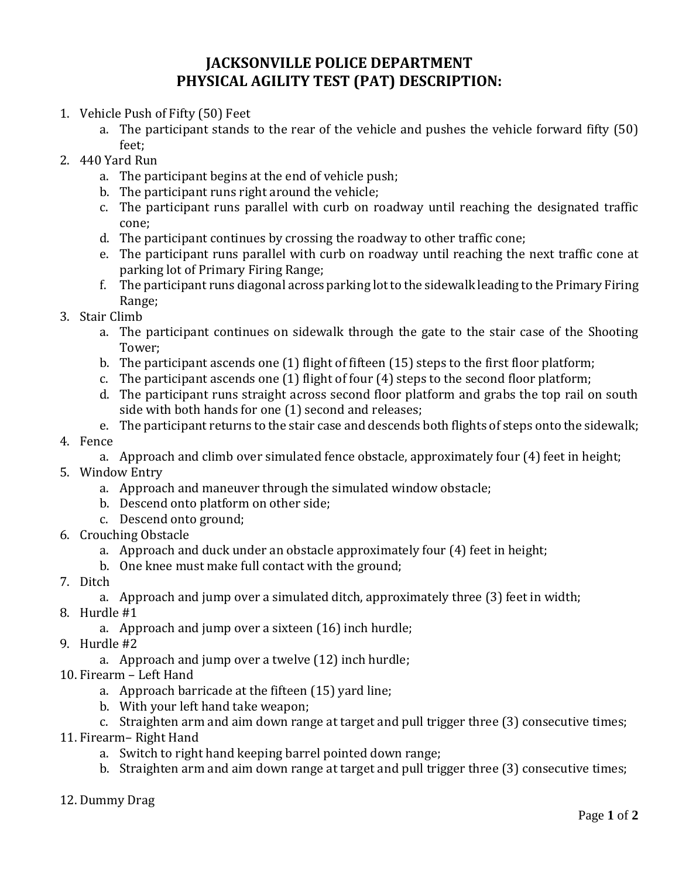# JACKSONVILLE POLICE DEPARTMENT
# PHYSICAL AGILITY TEST (PAT) DESCRIPTION:

1. Vehicle Push of Fifty (50) Feet
   a. The participant stands to the rear of the vehicle and pushes the vehicle forward fifty (50) feet;
2. 440 Yard Run
   a. The participant begins at the end of vehicle push;
   b. The participant runs right around the vehicle;
   c. The participant runs parallel with curb on roadway until reaching the designated traffic cone;
   d. The participant continues by crossing the roadway to other traffic cone;
   e. The participant runs parallel with curb on roadway until reaching the next traffic cone at parking lot of Primary Firing Range;
   f. The participant runs diagonal across parking lot to the sidewalk leading to the Primary Firing Range;
3. Stair Climb
   a. The participant continues on sidewalk through the gate to the stair case of the Shooting Tower;
   b. The participant ascends one (1) flight of fifteen (15) steps to the first floor platform;
   c. The participant ascends one (1) flight of four (4) steps to the second floor platform;
   d. The participant runs straight across second floor platform and grabs the top rail on south side with both hands for one (1) second and releases;
   e. The participant returns to the stair case and descends both flights of steps onto the sidewalk;
4. Fence
   a. Approach and climb over simulated fence obstacle, approximately four (4) feet in height;
5. Window Entry
   a. Approach and maneuver through the simulated window obstacle;
   b. Descend onto platform on other side;
   c. Descend onto ground;
6. Crouching Obstacle
   a. Approach and duck under an obstacle approximately four (4) feet in height;
   b. One knee must make full contact with the ground;
7. Ditch
   a. Approach and jump over a simulated ditch, approximately three (3) feet in width;
8. Hurdle #1
   a. Approach and jump over a sixteen (16) inch hurdle;
9. Hurdle #2
   a. Approach and jump over a twelve (12) inch hurdle;
10. Firearm – Left Hand
    a. Approach barricade at the fifteen (15) yard line;
    b. With your left hand take weapon;
    c. Straighten arm and aim down range at target and pull trigger three (3) consecutive times;
11. Firearm– Right Hand
    a. Switch to right hand keeping barrel pointed down range;
    b. Straighten arm and aim down range at target and pull trigger three (3) consecutive times;

12. Dummy Drag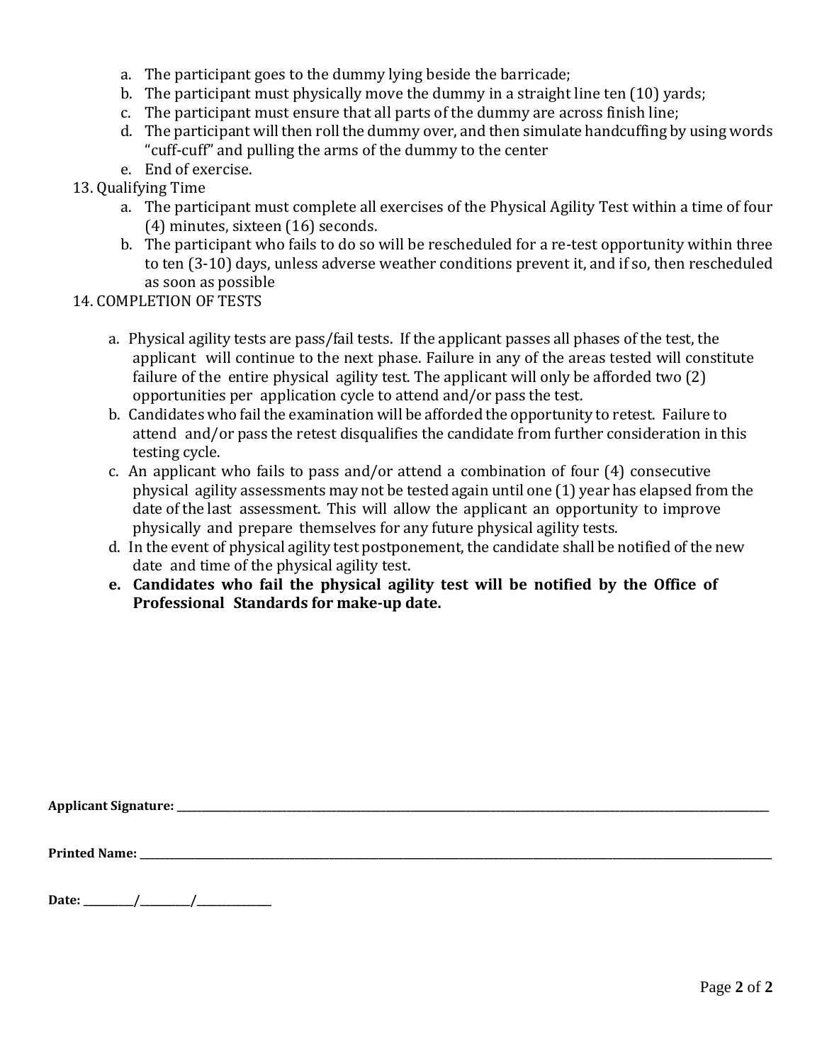a. The participant goes to the dummy lying beside the barricade;
b. The participant must physically move the dummy in a straight line ten (10) yards;
c. The participant must ensure that all parts of the dummy are across finish line;
d. The participant will then roll the dummy over, and then simulate handcuffing by using words "cuff-cuff" and pulling the arms of the dummy to the center
e. End of exercise.

13. Qualifying Time
    a. The participant must complete all exercises of the Physical Agility Test within a time of four (4) minutes, sixteen (16) seconds.
    b. The participant who fails to do so will be rescheduled for a re-test opportunity within three to ten (3-10) days, unless adverse weather conditions prevent it, and if so, then rescheduled as soon as possible

14. COMPLETION OF TESTS
    a. Physical agility tests are pass/fail tests. If the applicant passes all phases of the test, the applicant will continue to the next phase. Failure in any of the areas tested will constitute failure of the entire physical agility test. The applicant will only be afforded two (2) opportunities per application cycle to attend and/or pass the test.
    b. Candidates who fail the examination will be afforded the opportunity to retest. Failure to attend and/or pass the retest disqualifies the candidate from further consideration in this testing cycle.
    c. An applicant who fails to pass and/or attend a combination of four (4) consecutive physical agility assessments may not be tested again until one (1) year has elapsed from the date of the last assessment. This will allow the applicant an opportunity to improve physically and prepare themselves for any future physical agility tests.
    d. In the event of physical agility test postponement, the candidate shall be notified of the new date and time of the physical agility test.
    e. **Candidates who fail the physical agility test will be notified by the Office of Professional Standards for make-up date.**

**Applicant Signature:** ______________________________

**Printed Name:** ______________________________

**Date:** ________/________/__________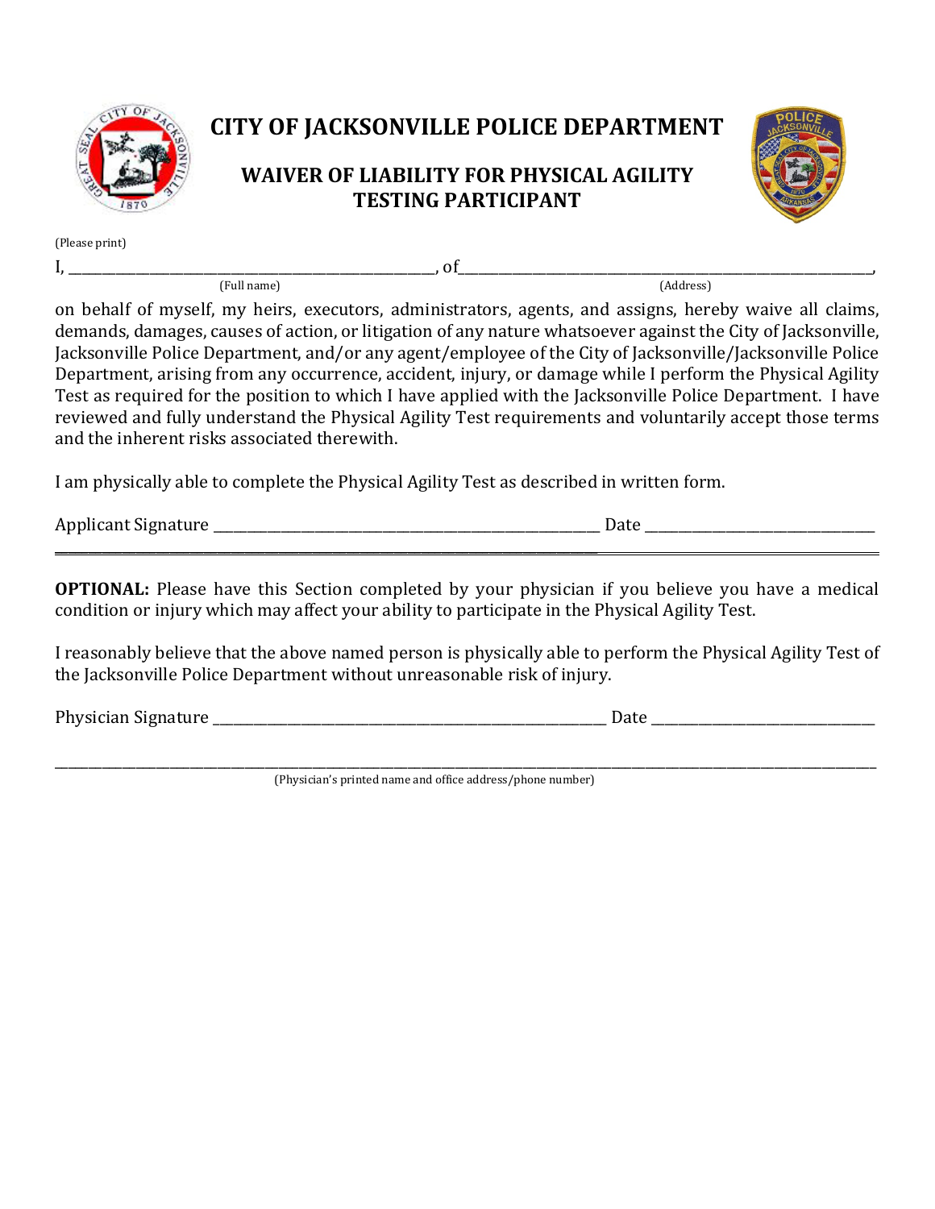# CITY OF JACKSONVILLE POLICE DEPARTMENT

## WAIVER OF LIABILITY FOR PHYSICAL AGILITY TESTING PARTICIPANT

(Please print)

I, ______________________________, of ______________________________,
(Full name) (Address)

on behalf of myself, my heirs, executors, administrators, agents, and assigns, hereby waive all claims, demands, damages, causes of action, or litigation of any nature whatsoever against the City of Jacksonville, Jacksonville Police Department, and/or any agent/employee of the City of Jacksonville/Jacksonville Police Department, arising from any occurrence, accident, injury, or damage while I perform the Physical Agility Test as required for the position to which I have applied with the Jacksonville Police Department. I have reviewed and fully understand the Physical Agility Test requirements and voluntarily accept those terms and the inherent risks associated therewith.

I am physically able to complete the Physical Agility Test as described in written form.

Applicant Signature ______________________________ Date ____________________

---

**OPTIONAL:** Please have this Section completed by your physician if you believe you have a medical condition or injury which may affect your ability to participate in the Physical Agility Test.

I reasonably believe that the above named person is physically able to perform the Physical Agility Test of the Jacksonville Police Department without unreasonable risk of injury.

Physician Signature ______________________________ Date ____________________

______________________________________________________________________
(Physician's printed name and office address/phone number)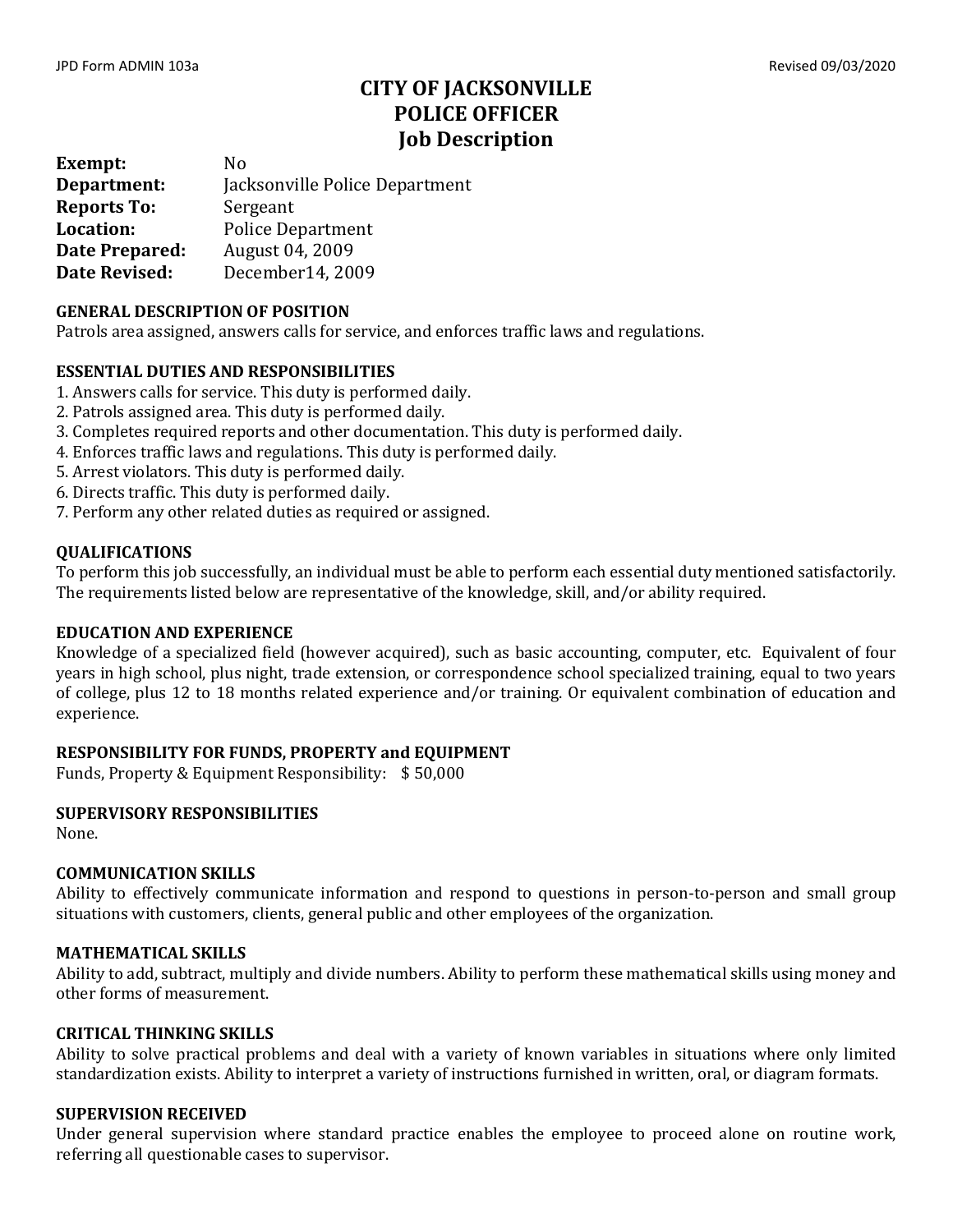JPD Form ADMIN 103a Revised 09/03/2020

# CITY OF JACKSONVILLE
# POLICE OFFICER
# Job Description

**Exempt:** No
**Department:** Jacksonville Police Department
**Reports To:** Sergeant
**Location:** Police Department
**Date Prepared:** August 04, 2009
**Date Revised:** December14, 2009

## GENERAL DESCRIPTION OF POSITION

Patrols area assigned, answers calls for service, and enforces traffic laws and regulations.

## ESSENTIAL DUTIES AND RESPONSIBILITIES

1. Answers calls for service. This duty is performed daily.
2. Patrols assigned area. This duty is performed daily.
3. Completes required reports and other documentation. This duty is performed daily.
4. Enforces traffic laws and regulations. This duty is performed daily.
5. Arrest violators. This duty is performed daily.
6. Directs traffic. This duty is performed daily.
7. Perform any other related duties as required or assigned.

## QUALIFICATIONS

To perform this job successfully, an individual must be able to perform each essential duty mentioned satisfactorily. The requirements listed below are representative of the knowledge, skill, and/or ability required.

## EDUCATION AND EXPERIENCE

Knowledge of a specialized field (however acquired), such as basic accounting, computer, etc. Equivalent of four years in high school, plus night, trade extension, or correspondence school specialized training, equal to two years of college, plus 12 to 18 months related experience and/or training. Or equivalent combination of education and experience.

## RESPONSIBILITY FOR FUNDS, PROPERTY and EQUIPMENT

Funds, Property & Equipment Responsibility: $ 50,000

## SUPERVISORY RESPONSIBILITIES

None.

## COMMUNICATION SKILLS

Ability to effectively communicate information and respond to questions in person-to-person and small group situations with customers, clients, general public and other employees of the organization.

## MATHEMATICAL SKILLS

Ability to add, subtract, multiply and divide numbers. Ability to perform these mathematical skills using money and other forms of measurement.

## CRITICAL THINKING SKILLS

Ability to solve practical problems and deal with a variety of known variables in situations where only limited standardization exists. Ability to interpret a variety of instructions furnished in written, oral, or diagram formats.

## SUPERVISION RECEIVED

Under general supervision where standard practice enables the employee to proceed alone on routine work, referring all questionable cases to supervisor.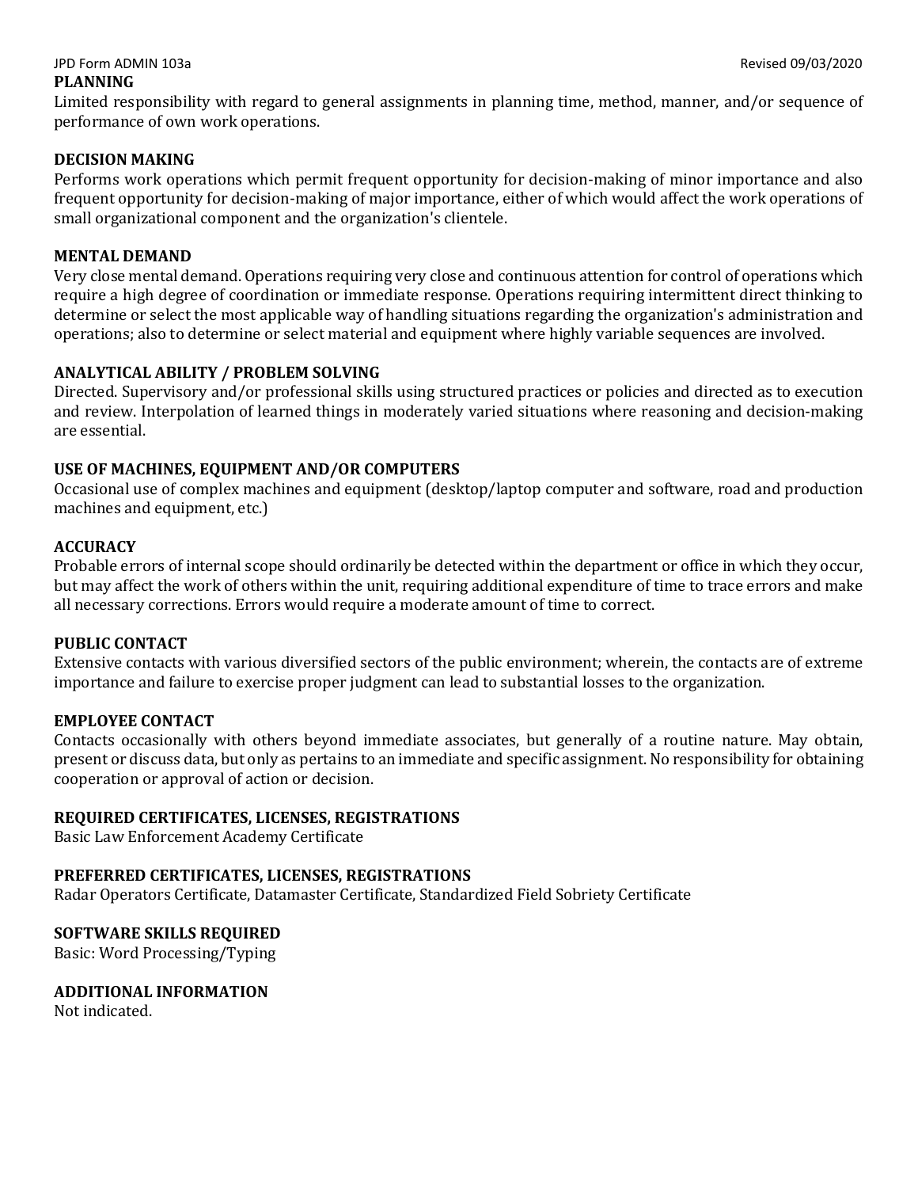**PLANNING**

Limited responsibility with regard to general assignments in planning time, method, manner, and/or sequence of performance of own work operations.

**DECISION MAKING**

Performs work operations which permit frequent opportunity for decision-making of minor importance and also frequent opportunity for decision-making of major importance, either of which would affect the work operations of small organizational component and the organization's clientele.

**MENTAL DEMAND**

Very close mental demand. Operations requiring very close and continuous attention for control of operations which require a high degree of coordination or immediate response. Operations requiring intermittent direct thinking to determine or select the most applicable way of handling situations regarding the organization's administration and operations; also to determine or select material and equipment where highly variable sequences are involved.

**ANALYTICAL ABILITY / PROBLEM SOLVING**

Directed. Supervisory and/or professional skills using structured practices or policies and directed as to execution and review. Interpolation of learned things in moderately varied situations where reasoning and decision-making are essential.

**USE OF MACHINES, EQUIPMENT AND/OR COMPUTERS**

Occasional use of complex machines and equipment (desktop/laptop computer and software, road and production machines and equipment, etc.)

**ACCURACY**

Probable errors of internal scope should ordinarily be detected within the department or office in which they occur, but may affect the work of others within the unit, requiring additional expenditure of time to trace errors and make all necessary corrections. Errors would require a moderate amount of time to correct.

**PUBLIC CONTACT**

Extensive contacts with various diversified sectors of the public environment; wherein, the contacts are of extreme importance and failure to exercise proper judgment can lead to substantial losses to the organization.

**EMPLOYEE CONTACT**

Contacts occasionally with others beyond immediate associates, but generally of a routine nature. May obtain, present or discuss data, but only as pertains to an immediate and specific assignment. No responsibility for obtaining cooperation or approval of action or decision.

**REQUIRED CERTIFICATES, LICENSES, REGISTRATIONS**

Basic Law Enforcement Academy Certificate

**PREFERRED CERTIFICATES, LICENSES, REGISTRATIONS**

Radar Operators Certificate, Datamaster Certificate, Standardized Field Sobriety Certificate

**SOFTWARE SKILLS REQUIRED**

Basic: Word Processing/Typing

**ADDITIONAL INFORMATION**

Not indicated.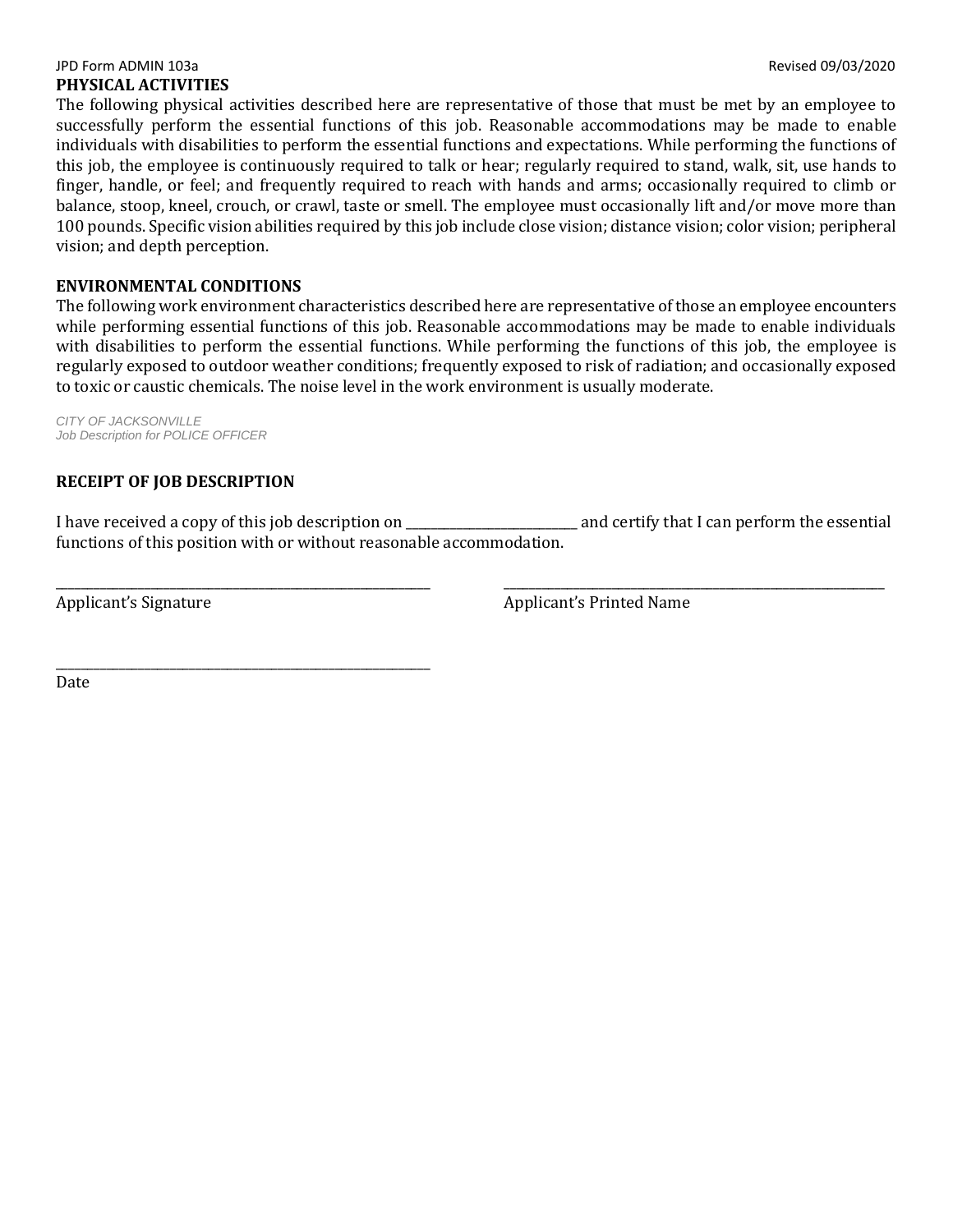## PHYSICAL ACTIVITIES

The following physical activities described here are representative of those that must be met by an employee to successfully perform the essential functions of this job. Reasonable accommodations may be made to enable individuals with disabilities to perform the essential functions and expectations. While performing the functions of this job, the employee is continuously required to talk or hear; regularly required to stand, walk, sit, use hands to finger, handle, or feel; and frequently required to reach with hands and arms; occasionally required to climb or balance, stoop, kneel, crouch, or crawl, taste or smell. The employee must occasionally lift and/or move more than 100 pounds. Specific vision abilities required by this job include close vision; distance vision; color vision; peripheral vision; and depth perception.

## ENVIRONMENTAL CONDITIONS

The following work environment characteristics described here are representative of those an employee encounters while performing essential functions of this job. Reasonable accommodations may be made to enable individuals with disabilities to perform the essential functions. While performing the functions of this job, the employee is regularly exposed to outdoor weather conditions; frequently exposed to risk of radiation; and occasionally exposed to toxic or caustic chemicals. The noise level in the work environment is usually moderate.

## RECEIPT OF JOB DESCRIPTION

I have received a copy of this job description on _________________________ and certify that I can perform the essential functions of this position with or without reasonable accommodation.

_______________________________________________ _______________________________________________

Applicant's Signature Applicant's Printed Name

_______________________________________________

Date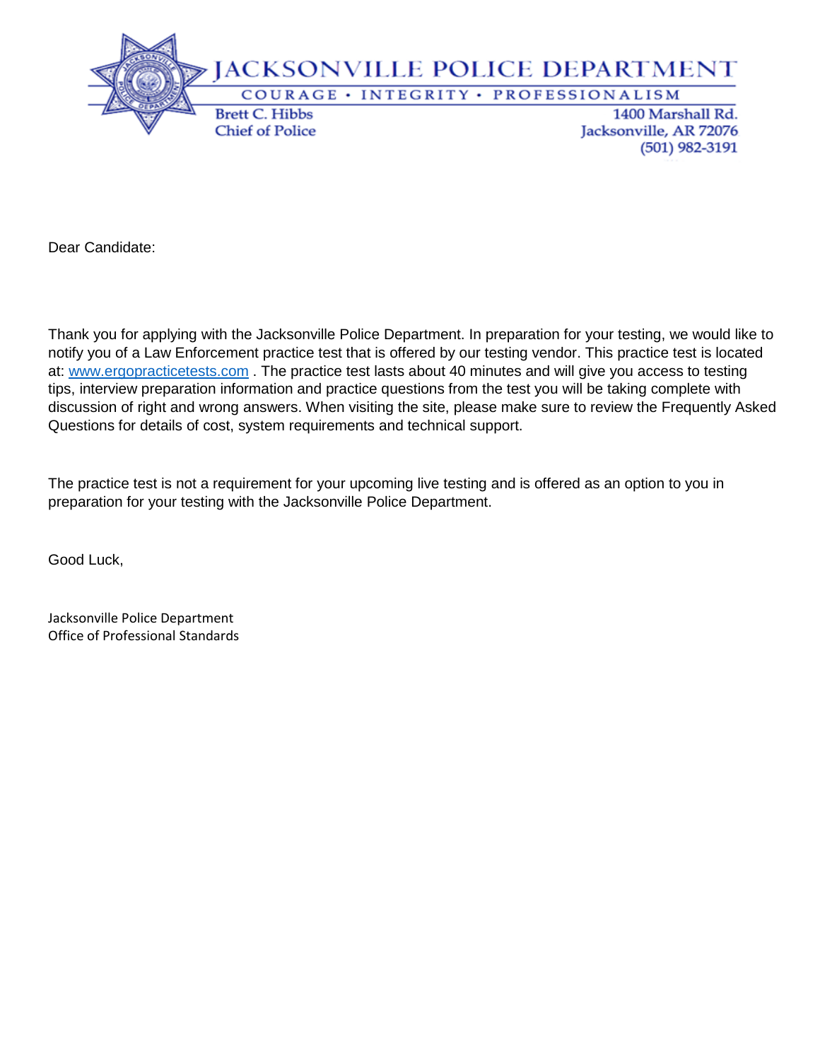# JACKSONVILLE POLICE DEPARTMENT

COURAGE • INTEGRITY • PROFESSIONALISM

Brett C. Hibbs
Chief of Police

1400 Marshall Rd.
Jacksonville, AR 72076
(501) 982-3191

Dear Candidate:

Thank you for applying with the Jacksonville Police Department. In preparation for your testing, we would like to notify you of a Law Enforcement practice test that is offered by our testing vendor. This practice test is located at: www.ergopracticetests.com . The practice test lasts about 40 minutes and will give you access to testing tips, interview preparation information and practice questions from the test you will be taking complete with discussion of right and wrong answers. When visiting the site, please make sure to review the Frequently Asked Questions for details of cost, system requirements and technical support.

The practice test is not a requirement for your upcoming live testing and is offered as an option to you in preparation for your testing with the Jacksonville Police Department.

Good Luck,

Jacksonville Police Department
Office of Professional Standards